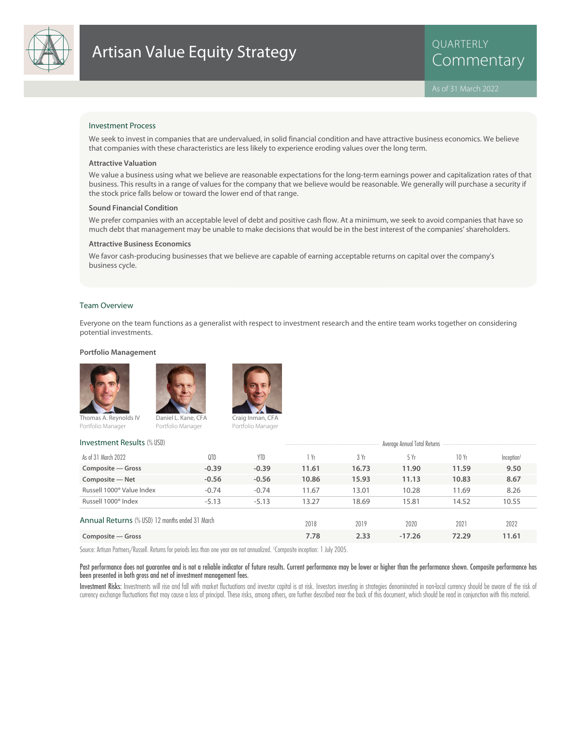# Artisan Value Equity Strategy

QUARTERLY Commentary

As of 31 March 2022

## Investment Process

We seek to invest in companies that are undervalued, in solid financial condition and have attractive business economics. We believe that companies with these characteristics are less likely to experience eroding values over the long term.

### Attractive Valuation

We value a business using what we believe are reasonable expectations for the long-term earnings power and capitalization rates of that business. This results in a range of values for the company that we believe would be reasonable. We generally will purchase a security if the stock price falls below or toward the lower end of that range.

### Sound Financial Condition

We prefer companies with an acceptable level of debt and positive cash flow. At a minimum, we seek to avoid companies that have so much debt that management may be unable to make decisions that would be in the best interest of the companies' shareholders.

### Attractive Business Economics

We favor cash-producing businesses that we believe are capable of earning acceptable returns on capital over the company's business cycle.

## Team Overview

Everyone on the team functions as a generalist with respect to investment research and the entire team works together on considering potential investments.

### Portfolio Management

Thomas A. Reynolds IV
Portfolio Manager

Daniel L. Kane, CFA
Portfolio Manager

Craig Inman, CFA
Portfolio Manager

## Investment Results (% USD)

| As of 31 March 2022 | QTD | YTD | 1 Yr | 3 Yr | 5 Yr | 10 Yr | Inception[1] |
|---|---|---|---|---|---|---|---|
| | | | Average Annual Total Returns | | | | |
| **Composite — Gross** | **-0.39** | **-0.39** | **11.61** | **16.73** | **11.90** | **11.59** | **9.50** |
| **Composite — Net** | **-0.56** | **-0.56** | **10.86** | **15.93** | **11.13** | **10.83** | **8.67** |
| Russell 1000® Value Index | -0.74 | -0.74 | 11.67 | 13.01 | 10.28 | 11.69 | 8.26 |
| Russell 1000® Index | -5.13 | -5.13 | 13.27 | 18.69 | 15.81 | 14.52 | 10.55 |

## Annual Returns (% USD) 12 months ended 31 March

| | 2018 | 2019 | 2020 | 2021 | 2022 |
|---|---|---|---|---|---|
| **Composite — Gross** | **7.78** | **2.33** | **-17.26** | **72.29** | **11.61** |

Source: Artisan Partners/Russell. Returns for periods less than one year are not annualized. [1]Composite inception: 1 July 2005.

**Past performance does not guarantee and is not a reliable indicator of future results. Current performance may be lower or higher than the performance shown. Composite performance has been presented in both gross and net of investment management fees.**

**Investment Risks:** Investments will rise and fall with market fluctuations and investor capital is at risk. Investors investing in strategies denominated in non-local currency should be aware of the risk of currency exchange fluctuations that may cause a loss of principal. These risks, among others, are further described near the back of this document, which should be read in conjunction with this material.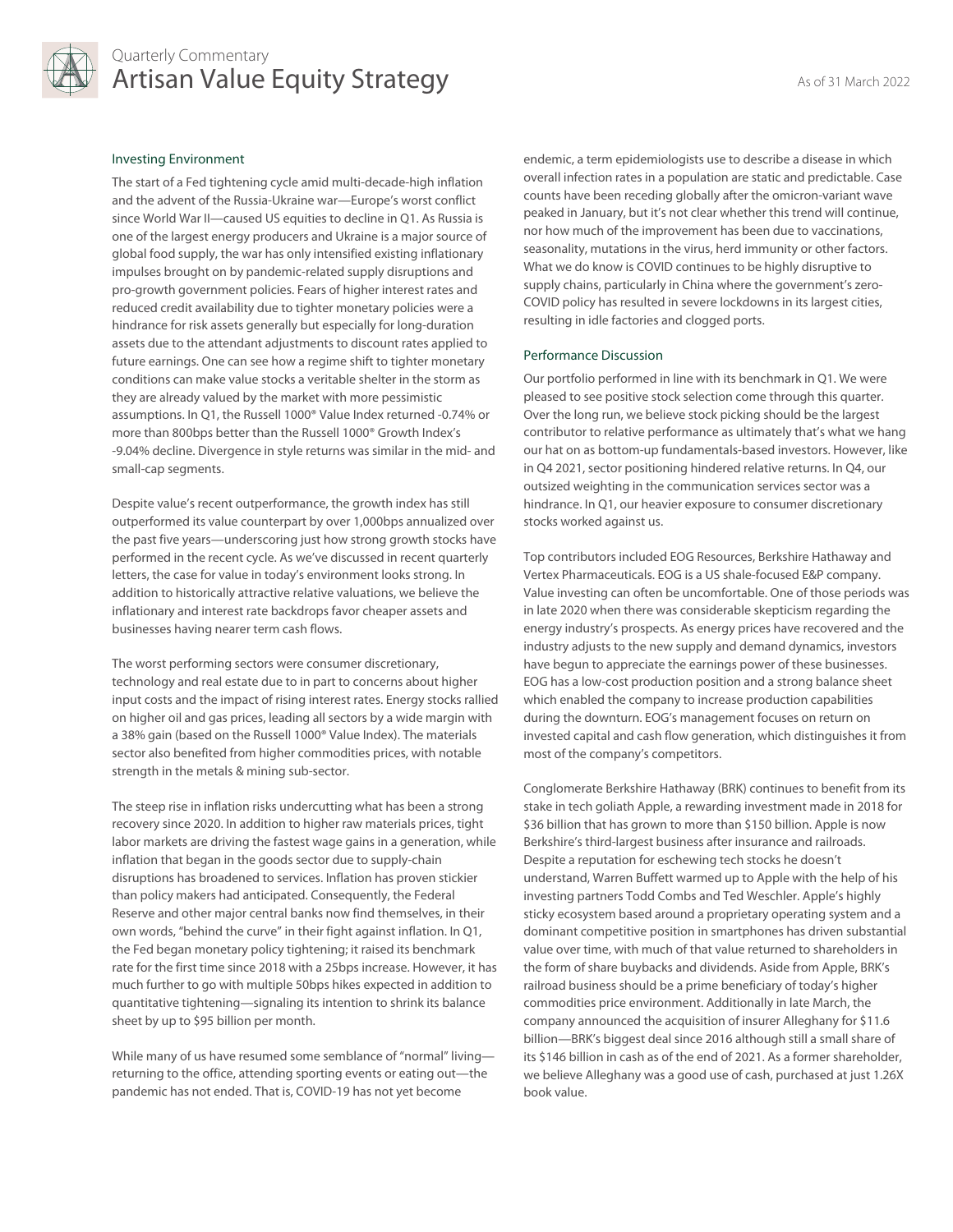## Investing Environment

The start of a Fed tightening cycle amid multi-decade-high inflation and the advent of the Russia-Ukraine war—Europe's worst conflict since World War II—caused US equities to decline in Q1. As Russia is one of the largest energy producers and Ukraine is a major source of global food supply, the war has only intensified existing inflationary impulses brought on by pandemic-related supply disruptions and pro-growth government policies. Fears of higher interest rates and reduced credit availability due to tighter monetary policies were a hindrance for risk assets generally but especially for long-duration assets due to the attendant adjustments to discount rates applied to future earnings. One can see how a regime shift to tighter monetary conditions can make value stocks a veritable shelter in the storm as they are already valued by the market with more pessimistic assumptions. In Q1, the Russell 1000® Value Index returned -0.74% or more than 800bps better than the Russell 1000® Growth Index's -9.04% decline. Divergence in style returns was similar in the mid- and small-cap segments.

Despite value's recent outperformance, the growth index has still outperformed its value counterpart by over 1,000bps annualized over the past five years—underscoring just how strong growth stocks have performed in the recent cycle. As we've discussed in recent quarterly letters, the case for value in today's environment looks strong. In addition to historically attractive relative valuations, we believe the inflationary and interest rate backdrops favor cheaper assets and businesses having nearer term cash flows.

The worst performing sectors were consumer discretionary, technology and real estate due to in part to concerns about higher input costs and the impact of rising interest rates. Energy stocks rallied on higher oil and gas prices, leading all sectors by a wide margin with a 38% gain (based on the Russell 1000® Value Index). The materials sector also benefited from higher commodities prices, with notable strength in the metals & mining sub-sector.

The steep rise in inflation risks undercutting what has been a strong recovery since 2020. In addition to higher raw materials prices, tight labor markets are driving the fastest wage gains in a generation, while inflation that began in the goods sector due to supply-chain disruptions has broadened to services. Inflation has proven stickier than policy makers had anticipated. Consequently, the Federal Reserve and other major central banks now find themselves, in their own words, "behind the curve" in their fight against inflation. In Q1, the Fed began monetary policy tightening; it raised its benchmark rate for the first time since 2018 with a 25bps increase. However, it has much further to go with multiple 50bps hikes expected in addition to quantitative tightening—signaling its intention to shrink its balance sheet by up to $95 billion per month.

While many of us have resumed some semblance of "normal" living—returning to the office, attending sporting events or eating out—the pandemic has not ended. That is, COVID-19 has not yet become endemic, a term epidemiologists use to describe a disease in which overall infection rates in a population are static and predictable. Case counts have been receding globally after the omicron-variant wave peaked in January, but it's not clear whether this trend will continue, nor how much of the improvement has been due to vaccinations, seasonality, mutations in the virus, herd immunity or other factors. What we do know is COVID continues to be highly disruptive to supply chains, particularly in China where the government's zero-COVID policy has resulted in severe lockdowns in its largest cities, resulting in idle factories and clogged ports.

## Performance Discussion

Our portfolio performed in line with its benchmark in Q1. We were pleased to see positive stock selection come through this quarter. Over the long run, we believe stock picking should be the largest contributor to relative performance as ultimately that's what we hang our hat on as bottom-up fundamentals-based investors. However, like in Q4 2021, sector positioning hindered relative returns. In Q4, our outsized weighting in the communication services sector was a hindrance. In Q1, our heavier exposure to consumer discretionary stocks worked against us.

Top contributors included EOG Resources, Berkshire Hathaway and Vertex Pharmaceuticals. EOG is a US shale-focused E&P company. Value investing can often be uncomfortable. One of those periods was in late 2020 when there was considerable skepticism regarding the energy industry's prospects. As energy prices have recovered and the industry adjusts to the new supply and demand dynamics, investors have begun to appreciate the earnings power of these businesses. EOG has a low-cost production position and a strong balance sheet which enabled the company to increase production capabilities during the downturn. EOG's management focuses on return on invested capital and cash flow generation, which distinguishes it from most of the company's competitors.

Conglomerate Berkshire Hathaway (BRK) continues to benefit from its stake in tech goliath Apple, a rewarding investment made in 2018 for $36 billion that has grown to more than $150 billion. Apple is now Berkshire's third-largest business after insurance and railroads. Despite a reputation for eschewing tech stocks he doesn't understand, Warren Buffett warmed up to Apple with the help of his investing partners Todd Combs and Ted Weschler. Apple's highly sticky ecosystem based around a proprietary operating system and a dominant competitive position in smartphones has driven substantial value over time, with much of that value returned to shareholders in the form of share buybacks and dividends. Aside from Apple, BRK's railroad business should be a prime beneficiary of today's higher commodities price environment. Additionally in late March, the company announced the acquisition of insurer Alleghany for $11.6 billion—BRK's biggest deal since 2016 although still a small share of its $146 billion in cash as of the end of 2021. As a former shareholder, we believe Alleghany was a good use of cash, purchased at just 1.26X book value.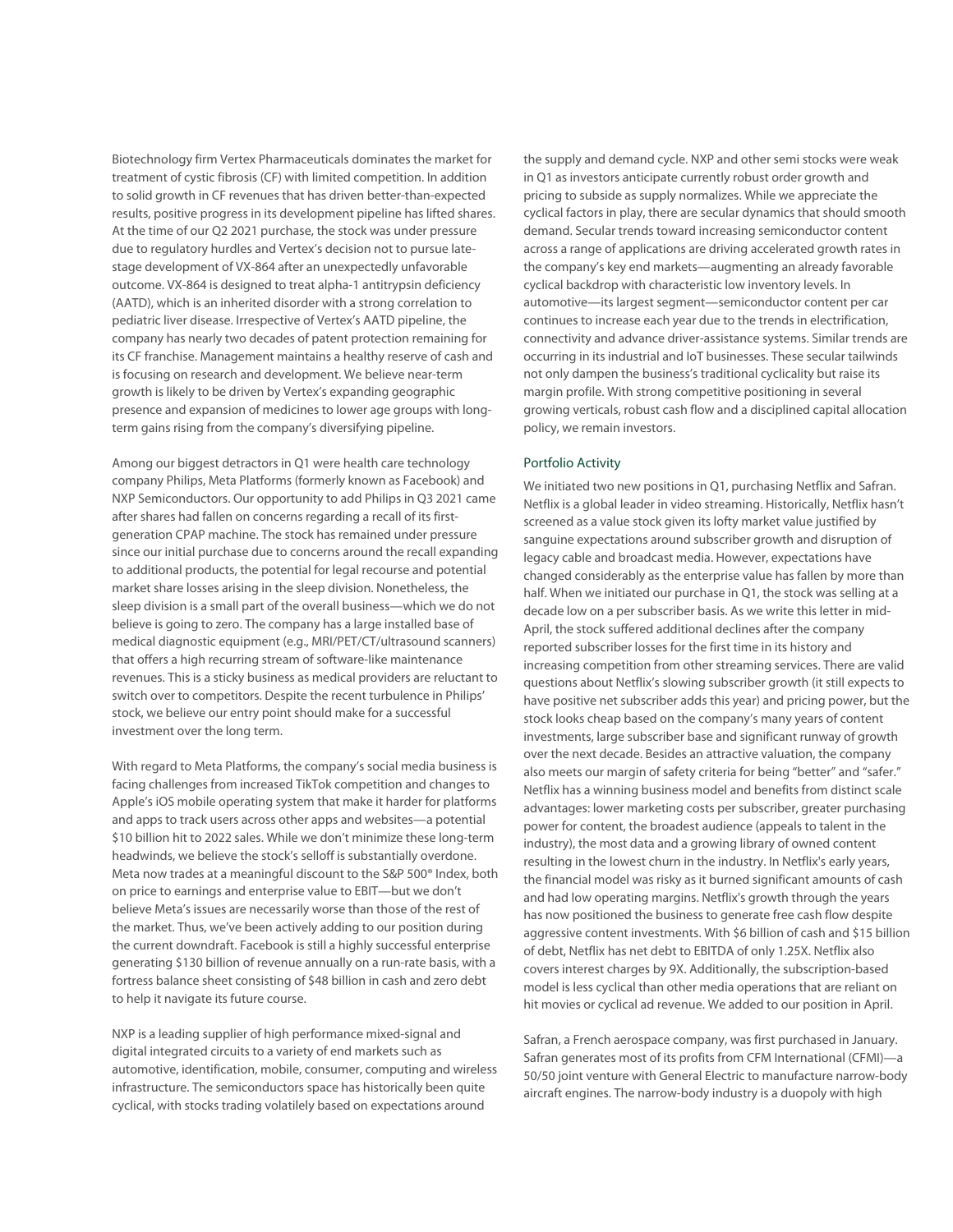Biotechnology firm Vertex Pharmaceuticals dominates the market for treatment of cystic fibrosis (CF) with limited competition. In addition to solid growth in CF revenues that has driven better-than-expected results, positive progress in its development pipeline has lifted shares. At the time of our Q2 2021 purchase, the stock was under pressure due to regulatory hurdles and Vertex's decision not to pursue late-stage development of VX-864 after an unexpectedly unfavorable outcome. VX-864 is designed to treat alpha-1 antitrypsin deficiency (AATD), which is an inherited disorder with a strong correlation to pediatric liver disease. Irrespective of Vertex's AATD pipeline, the company has nearly two decades of patent protection remaining for its CF franchise. Management maintains a healthy reserve of cash and is focusing on research and development. We believe near-term growth is likely to be driven by Vertex's expanding geographic presence and expansion of medicines to lower age groups with long-term gains rising from the company's diversifying pipeline.

Among our biggest detractors in Q1 were health care technology company Philips, Meta Platforms (formerly known as Facebook) and NXP Semiconductors. Our opportunity to add Philips in Q3 2021 came after shares had fallen on concerns regarding a recall of its first-generation CPAP machine. The stock has remained under pressure since our initial purchase due to concerns around the recall expanding to additional products, the potential for legal recourse and potential market share losses arising in the sleep division. Nonetheless, the sleep division is a small part of the overall business—which we do not believe is going to zero. The company has a large installed base of medical diagnostic equipment (e.g., MRI/PET/CT/ultrasound scanners) that offers a high recurring stream of software-like maintenance revenues. This is a sticky business as medical providers are reluctant to switch over to competitors. Despite the recent turbulence in Philips' stock, we believe our entry point should make for a successful investment over the long term.

With regard to Meta Platforms, the company's social media business is facing challenges from increased TikTok competition and changes to Apple's iOS mobile operating system that make it harder for platforms and apps to track users across other apps and websites—a potential $10 billion hit to 2022 sales. While we don't minimize these long-term headwinds, we believe the stock's selloff is substantially overdone. Meta now trades at a meaningful discount to the S&P 500® Index, both on price to earnings and enterprise value to EBIT—but we don't believe Meta's issues are necessarily worse than those of the rest of the market. Thus, we've been actively adding to our position during the current downdraft. Facebook is still a highly successful enterprise generating $130 billion of revenue annually on a run-rate basis, with a fortress balance sheet consisting of $48 billion in cash and zero debt to help it navigate its future course.

NXP is a leading supplier of high performance mixed-signal and digital integrated circuits to a variety of end markets such as automotive, identification, mobile, consumer, computing and wireless infrastructure. The semiconductors space has historically been quite cyclical, with stocks trading volatilely based on expectations around the supply and demand cycle. NXP and other semi stocks were weak in Q1 as investors anticipate currently robust order growth and pricing to subside as supply normalizes. While we appreciate the cyclical factors in play, there are secular dynamics that should smooth demand. Secular trends toward increasing semiconductor content across a range of applications are driving accelerated growth rates in the company's key end markets—augmenting an already favorable cyclical backdrop with characteristic low inventory levels. In automotive—its largest segment—semiconductor content per car continues to increase each year due to the trends in electrification, connectivity and advance driver-assistance systems. Similar trends are occurring in its industrial and IoT businesses. These secular tailwinds not only dampen the business's traditional cyclicality but raise its margin profile. With strong competitive positioning in several growing verticals, robust cash flow and a disciplined capital allocation policy, we remain investors.

## Portfolio Activity

We initiated two new positions in Q1, purchasing Netflix and Safran. Netflix is a global leader in video streaming. Historically, Netflix hasn't screened as a value stock given its lofty market value justified by sanguine expectations around subscriber growth and disruption of legacy cable and broadcast media. However, expectations have changed considerably as the enterprise value has fallen by more than half. When we initiated our purchase in Q1, the stock was selling at a decade low on a per subscriber basis. As we write this letter in mid-April, the stock suffered additional declines after the company reported subscriber losses for the first time in its history and increasing competition from other streaming services. There are valid questions about Netflix's slowing subscriber growth (it still expects to have positive net subscriber adds this year) and pricing power, but the stock looks cheap based on the company's many years of content investments, large subscriber base and significant runway of growth over the next decade. Besides an attractive valuation, the company also meets our margin of safety criteria for being "better" and "safer." Netflix has a winning business model and benefits from distinct scale advantages: lower marketing costs per subscriber, greater purchasing power for content, the broadest audience (appeals to talent in the industry), the most data and a growing library of owned content resulting in the lowest churn in the industry. In Netflix's early years, the financial model was risky as it burned significant amounts of cash and had low operating margins. Netflix's growth through the years has now positioned the business to generate free cash flow despite aggressive content investments. With $6 billion of cash and $15 billion of debt, Netflix has net debt to EBITDA of only 1.25X. Netflix also covers interest charges by 9X. Additionally, the subscription-based model is less cyclical than other media operations that are reliant on hit movies or cyclical ad revenue. We added to our position in April.

Safran, a French aerospace company, was first purchased in January. Safran generates most of its profits from CFM International (CFMI)—a 50/50 joint venture with General Electric to manufacture narrow-body aircraft engines. The narrow-body industry is a duopoly with high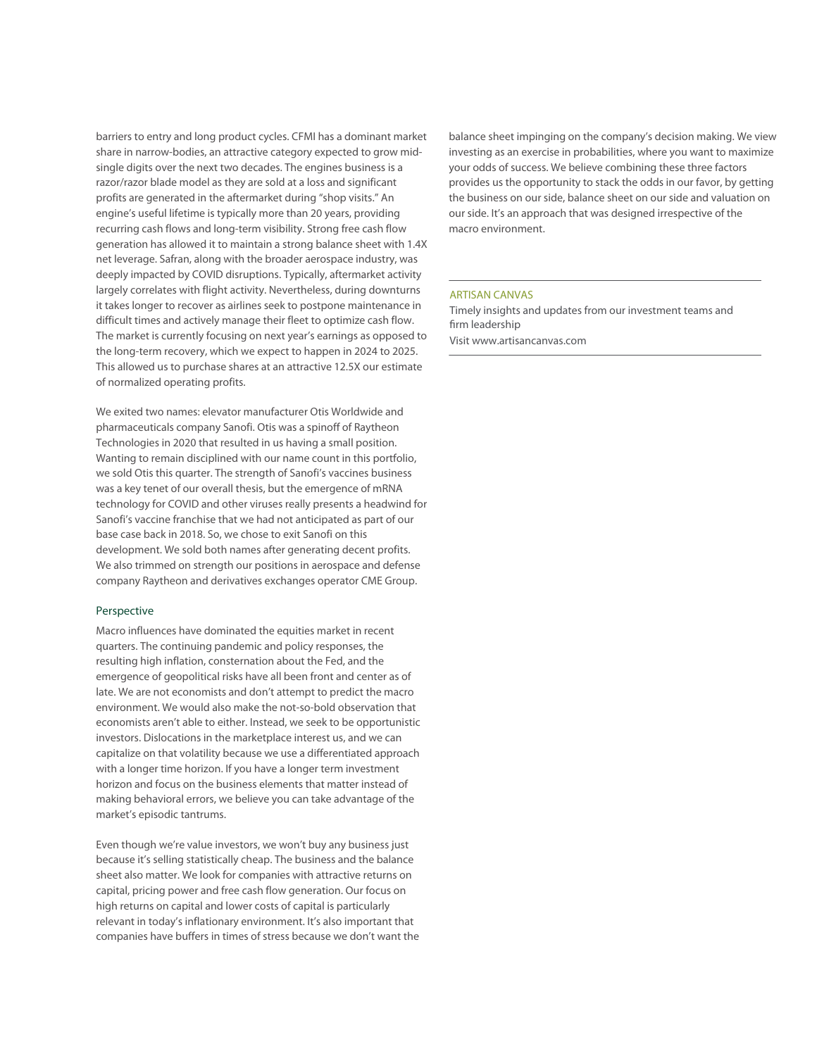barriers to entry and long product cycles. CFMI has a dominant market share in narrow-bodies, an attractive category expected to grow mid-single digits over the next two decades. The engines business is a razor/razor blade model as they are sold at a loss and significant profits are generated in the aftermarket during "shop visits." An engine's useful lifetime is typically more than 20 years, providing recurring cash flows and long-term visibility. Strong free cash flow generation has allowed it to maintain a strong balance sheet with 1.4X net leverage. Safran, along with the broader aerospace industry, was deeply impacted by COVID disruptions. Typically, aftermarket activity largely correlates with flight activity. Nevertheless, during downturns it takes longer to recover as airlines seek to postpone maintenance in difficult times and actively manage their fleet to optimize cash flow. The market is currently focusing on next year's earnings as opposed to the long-term recovery, which we expect to happen in 2024 to 2025. This allowed us to purchase shares at an attractive 12.5X our estimate of normalized operating profits.

We exited two names: elevator manufacturer Otis Worldwide and pharmaceuticals company Sanofi. Otis was a spinoff of Raytheon Technologies in 2020 that resulted in us having a small position. Wanting to remain disciplined with our name count in this portfolio, we sold Otis this quarter. The strength of Sanofi's vaccines business was a key tenet of our overall thesis, but the emergence of mRNA technology for COVID and other viruses really presents a headwind for Sanofi's vaccine franchise that we had not anticipated as part of our base case back in 2018. So, we chose to exit Sanofi on this development. We sold both names after generating decent profits. We also trimmed on strength our positions in aerospace and defense company Raytheon and derivatives exchanges operator CME Group.

## Perspective

Macro influences have dominated the equities market in recent quarters. The continuing pandemic and policy responses, the resulting high inflation, consternation about the Fed, and the emergence of geopolitical risks have all been front and center as of late. We are not economists and don't attempt to predict the macro environment. We would also make the not-so-bold observation that economists aren't able to either. Instead, we seek to be opportunistic investors. Dislocations in the marketplace interest us, and we can capitalize on that volatility because we use a differentiated approach with a longer time horizon. If you have a longer term investment horizon and focus on the business elements that matter instead of making behavioral errors, we believe you can take advantage of the market's episodic tantrums.

Even though we're value investors, we won't buy any business just because it's selling statistically cheap. The business and the balance sheet also matter. We look for companies with attractive returns on capital, pricing power and free cash flow generation. Our focus on high returns on capital and lower costs of capital is particularly relevant in today's inflationary environment. It's also important that companies have buffers in times of stress because we don't want the balance sheet impinging on the company's decision making. We view investing as an exercise in probabilities, where you want to maximize your odds of success. We believe combining these three factors provides us the opportunity to stack the odds in our favor, by getting the business on our side, balance sheet on our side and valuation on our side. It's an approach that was designed irrespective of the macro environment.

---

ARTISAN CANVAS

Timely insights and updates from our investment teams and firm leadership

Visit www.artisancanvas.com

---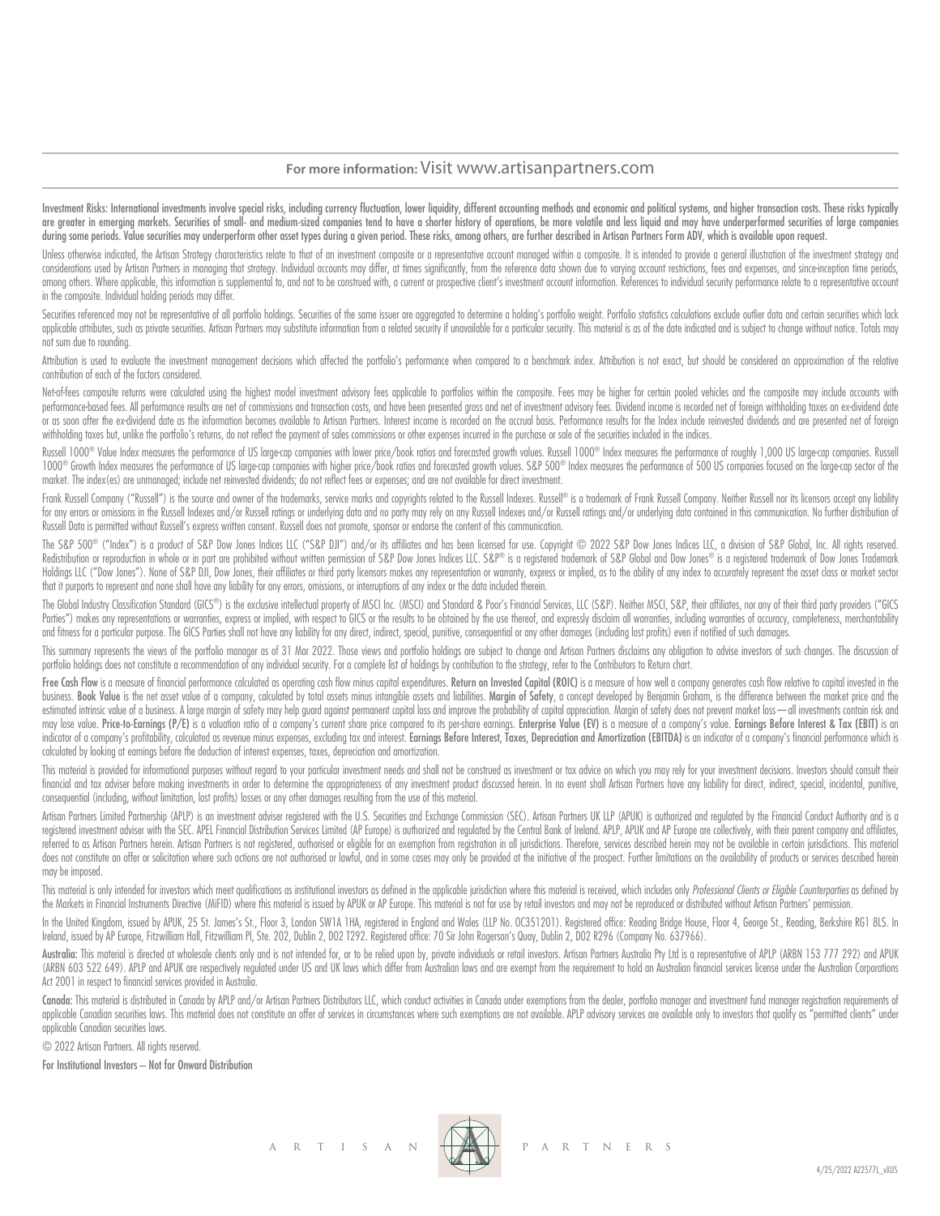**For more information:** Visit www.artisanpartners.com

Investment Risks: International investments involve special risks, including currency fluctuation, lower liquidity, different accounting methods and economic and political systems, and higher transaction costs. These risks typically are greater in emerging markets. Securities of small- and medium-sized companies tend to have a shorter history of operations, be more volatile and less liquid and may have underperformed securities of large companies during some periods. Value securities may underperform other asset types during a given period. These risks, among others, are further described in Artisan Partners Form ADV, which is available upon request.

Unless otherwise indicated, the Artisan Strategy characteristics relate to that of an investment composite or a representative account managed within a composite. It is intended to provide a general illustration of the investment strategy and considerations used by Artisan Partners in managing that strategy. Individual accounts may differ, at times significantly, from the reference data shown due to varying account restrictions, fees and expenses, and since-inception time periods, among others. Where applicable, this information is supplemental to, and not to be construed with, a current or prospective client's investment account information. References to individual security performance relate to a representative account in the composite. Individual holding periods may differ.

Securities referenced may not be representative of all portfolio holdings. Securities of the same issuer are aggregated to determine a holding's portfolio weight. Portfolio statistics calculations exclude outlier data and certain securities which lack applicable attributes, such as private securities. Artisan Partners may substitute information from a related security if unavailable for a particular security. This material is as of the date indicated and is subject to change without notice. Totals may not sum due to rounding.

Attribution is used to evaluate the investment management decisions which affected the portfolio's performance when compared to a benchmark index. Attribution is not exact, but should be considered an approximation of the relative contribution of each of the factors considered.

Net-of-fees composite returns were calculated using the highest model investment advisory fees applicable to portfolios within the composite. Fees may be higher for certain pooled vehicles and the composite may include accounts with performance-based fees. All performance results are net of commissions and transaction costs, and have been presented gross and net of investment advisory fees. Dividend income is recorded net of foreign withholding taxes on ex-dividend date or as soon after the ex-dividend date as the information becomes available to Artisan Partners. Interest income is recorded on the accrual basis. Performance results for the Index include reinvested dividends and are presented net of foreign withholding taxes but, unlike the portfolio's returns, do not reflect the payment of sales commissions or other expenses incurred in the purchase or sale of the securities included in the indices.

Russell 1000® Value Index measures the performance of US large-cap companies with lower price/book ratios and forecasted growth values. Russell 1000® Index measures the performance of roughly 1,000 US large-cap companies. Russell 1000® Growth Index measures the performance of US large-cap companies with higher price/book ratios and forecasted growth values. S&P 500® Index measures the performance of 500 US companies focused on the large-cap sector of the market. The index(es) are unmanaged; include net reinvested dividends; do not reflect fees or expenses; and are not available for direct investment.

Frank Russell Company ("Russell") is the source and owner of the trademarks, service marks and copyrights related to the Russell Indexes. Russell® is a trademark of Frank Russell Company. Neither Russell nor its licensors accept any liability for any errors or omissions in the Russell Indexes and/or Russell ratings or underlying data and no party may rely on any Russell Indexes and/or Russell ratings and/or underlying data contained in this communication. No further distribution of Russell Data is permitted without Russell's express written consent. Russell does not promote, sponsor or endorse the content of this communication.

The S&P 500® ("Index") is a product of S&P Dow Jones Indices LLC ("S&P DJI") and/or its affiliates and has been licensed for use. Copyright © 2022 S&P Dow Jones Indices LLC, a division of S&P Global, Inc. All rights reserved. Redistribution or reproduction in whole or in part are prohibited without written permission of S&P Dow Jones Indices LLC. S&P® is a registered trademark of S&P Global and Dow Jones® is a registered trademark of Dow Jones Trademark Holdings LLC ("Dow Jones"). None of S&P DJI, Dow Jones, their affiliates or third party licensors makes any representation or warranty, express or implied, as to the ability of any index to accurately represent the asset class or market sector that it purports to represent and none shall have any liability for any errors, omissions, or interruptions of any index or the data included therein.

The Global Industry Classification Standard (GICS®) is the exclusive intellectual property of MSCI Inc. (MSCI) and Standard & Poor's Financial Services, LLC (S&P). Neither MSCI, S&P, their affiliates, nor any of their third party providers ("GICS Parties") makes any representations or warranties, express or implied, with respect to GICS or the results to be obtained by the use thereof, and expressly disclaim all warranties, including warranties of accuracy, completeness, merchantability and fitness for a particular purpose. The GICS Parties shall not have any liability for any direct, indirect, special, punitive, consequential or any other damages (including lost profits) even if notified of such damages.

This summary represents the views of the portfolio manager as of 31 Mar 2022. Those views and portfolio holdings are subject to change and Artisan Partners disclaims any obligation to advise investors of such changes. The discussion of portfolio holdings does not constitute a recommendation of any individual security. For a complete list of holdings by contribution to the strategy, refer to the Contributors to Return chart.

**Free Cash Flow** is a measure of financial performance calculated as operating cash flow minus capital expenditures. **Return on Invested Capital (ROIC)** is a measure of how well a company generates cash flow relative to capital invested in the business. **Book Value** is the net asset value of a company, calculated by total assets minus intangible assets and liabilities. **Margin of Safety**, a concept developed by Benjamin Graham, is the difference between the market price and the estimated intrinsic value of a business. A large margin of safety may help guard against permanent capital loss and improve the probability of capital appreciation. Margin of safety does not prevent market loss—all investments contain risk and may lose value. **Price-to-Earnings (P/E)** is a valuation ratio of a company's current share price compared to its per-share earnings. **Enterprise Value (EV)** is a measure of a company's value. **Earnings Before Interest & Tax (EBIT)** is an indicator of a company's profitability, calculated as revenue minus expenses, excluding tax and interest. **Earnings Before Interest, Taxes, Depreciation and Amortization (EBITDA)** is an indicator of a company's financial performance which is calculated by looking at earnings before the deduction of interest expenses, taxes, depreciation and amortization.

This material is provided for informational purposes without regard to your particular investment needs and shall not be construed as investment or tax advice on which you may rely for your investment decisions. Investors should consult their financial and tax adviser before making investments in order to determine the appropriateness of any investment product discussed herein. In no event shall Artisan Partners have any liability for direct, indirect, special, incidental, punitive, consequential (including, without limitation, lost profits) losses or any other damages resulting from the use of this material.

Artisan Partners Limited Partnership (APLP) is an investment adviser registered with the U.S. Securities and Exchange Commission (SEC). Artisan Partners UK LLP (APUK) is authorized and regulated by the Financial Conduct Authority and is a registered investment adviser with the SEC. APEL Financial Distribution Services Limited (AP Europe) is authorized and regulated by the Central Bank of Ireland. APLP, APUK and AP Europe are collectively, with their parent company and affiliates, referred to as Artisan Partners herein. Artisan Partners is not registered, authorised or eligible for an exemption from registration in all jurisdictions. Therefore, services described herein may not be available in certain jurisdictions. This material does not constitute an offer or solicitation where such actions are not authorised or lawful, and in some cases may only be provided at the initiative of the prospect. Further limitations on the availability of products or services described herein may be imposed.

This material is only intended for investors which meet qualifications as institutional investors as defined in the applicable jurisdiction where this material is received, which includes only *Professional Clients or Eligible Counterparties* as defined by the Markets in Financial Instruments Directive (MiFID) where this material is issued by APUK or AP Europe. This material is not for use by retail investors and may not be reproduced or distributed without Artisan Partners' permission.

In the United Kingdom, issued by APUK, 25 St. James's St., Floor 3, London SW1A 1HA, registered in England and Wales (LLP No. OC351201). Registered office: Reading Bridge House, Floor 4, George St., Reading, Berkshire RG1 8LS. In Ireland, issued by AP Europe, Fitzwilliam Hall, Fitzwilliam Pl, Ste. 202, Dublin 2, D02 T292. Registered office: 70 Sir John Rogerson's Quay, Dublin 2, D02 R296 (Company No. 637966).

**Australia:** This material is directed at wholesale clients only and is not intended for, or to be relied upon by, private individuals or retail investors. Artisan Partners Australia Pty Ltd is a representative of APLP (ARBN 153 777 292) and APUK (ARBN 603 522 649). APLP and APUK are respectively regulated under US and UK laws which differ from Australian laws and are exempt from the requirement to hold an Australian financial services license under the Australian Corporations Act 2001 in respect to financial services provided in Australia.

**Canada:** This material is distributed in Canada by APLP and/or Artisan Partners Distributors LLC, which conduct activities in Canada under exemptions from the dealer, portfolio manager and investment fund manager registration requirements of applicable Canadian securities laws. This material does not constitute an offer of services in circumstances where such exemptions are not available. APLP advisory services are available only to investors that qualify as "permitted clients" under applicable Canadian securities laws.

© 2022 Artisan Partners. All rights reserved.

**For Institutional Investors – Not for Onward Distribution**

ARTISAN PARTNERS

4/25/2022 A22577L_vXUS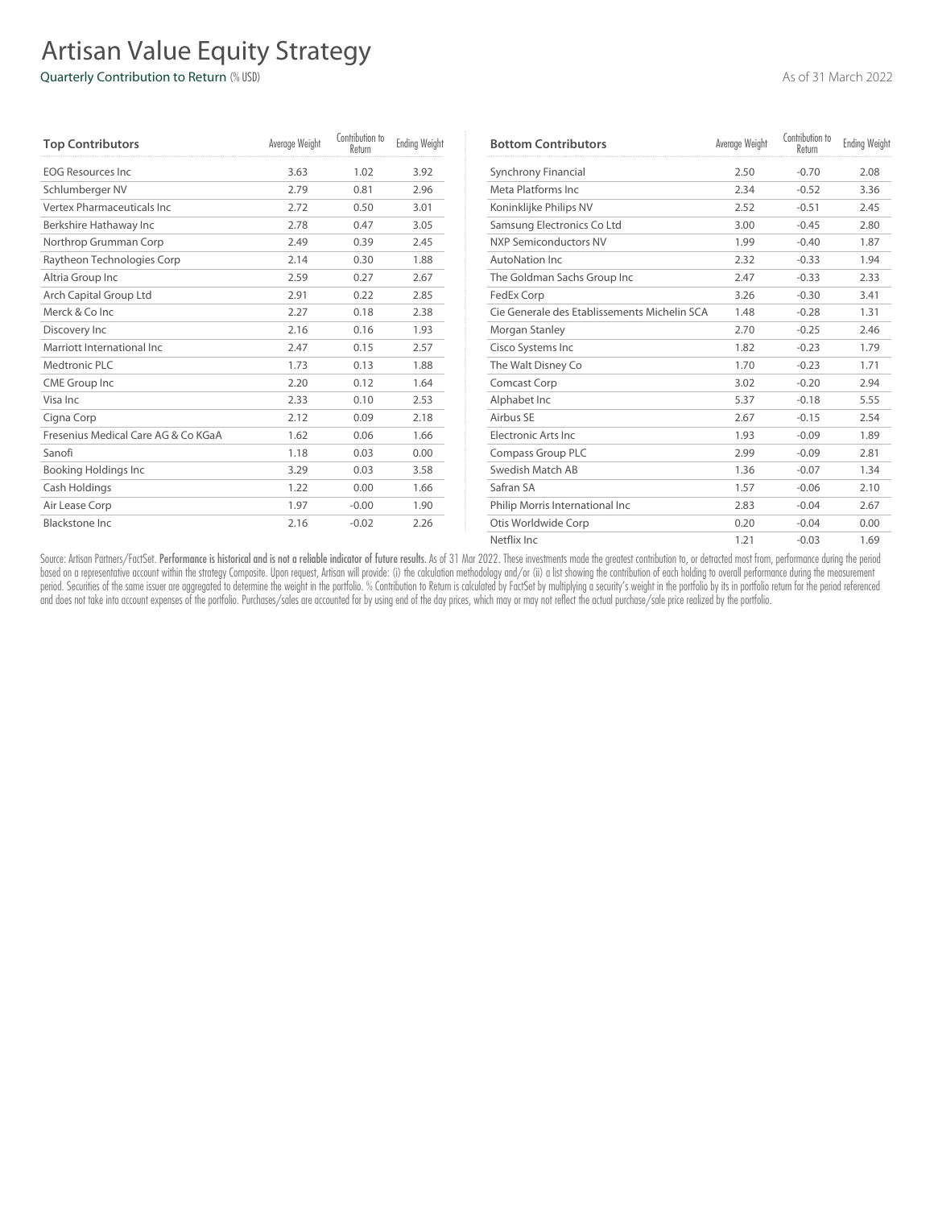# Artisan Value Equity Strategy

Quarterly Contribution to Return (% USD)

As of 31 March 2022

| Top Contributors | Average Weight | Contribution to Return | Ending Weight |
|---|---|---|---|
| EOG Resources Inc | 3.63 | 1.02 | 3.92 |
| Schlumberger NV | 2.79 | 0.81 | 2.96 |
| Vertex Pharmaceuticals Inc | 2.72 | 0.50 | 3.01 |
| Berkshire Hathaway Inc | 2.78 | 0.47 | 3.05 |
| Northrop Grumman Corp | 2.49 | 0.39 | 2.45 |
| Raytheon Technologies Corp | 2.14 | 0.30 | 1.88 |
| Altria Group Inc | 2.59 | 0.27 | 2.67 |
| Arch Capital Group Ltd | 2.91 | 0.22 | 2.85 |
| Merck & Co Inc | 2.27 | 0.18 | 2.38 |
| Discovery Inc | 2.16 | 0.16 | 1.93 |
| Marriott International Inc | 2.47 | 0.15 | 2.57 |
| Medtronic PLC | 1.73 | 0.13 | 1.88 |
| CME Group Inc | 2.20 | 0.12 | 1.64 |
| Visa Inc | 2.33 | 0.10 | 2.53 |
| Cigna Corp | 2.12 | 0.09 | 2.18 |
| Fresenius Medical Care AG & Co KGaA | 1.62 | 0.06 | 1.66 |
| Sanofi | 1.18 | 0.03 | 0.00 |
| Booking Holdings Inc | 3.29 | 0.03 | 3.58 |
| Cash Holdings | 1.22 | 0.00 | 1.66 |
| Air Lease Corp | 1.97 | -0.00 | 1.90 |
| Blackstone Inc | 2.16 | -0.02 | 2.26 |

| Bottom Contributors | Average Weight | Contribution to Return | Ending Weight |
|---|---|---|---|
| Synchrony Financial | 2.50 | -0.70 | 2.08 |
| Meta Platforms Inc | 2.34 | -0.52 | 3.36 |
| Koninklijke Philips NV | 2.52 | -0.51 | 2.45 |
| Samsung Electronics Co Ltd | 3.00 | -0.45 | 2.80 |
| NXP Semiconductors NV | 1.99 | -0.40 | 1.87 |
| AutoNation Inc | 2.32 | -0.33 | 1.94 |
| The Goldman Sachs Group Inc | 2.47 | -0.33 | 2.33 |
| FedEx Corp | 3.26 | -0.30 | 3.41 |
| Cie Generale des Etablissements Michelin SCA | 1.48 | -0.28 | 1.31 |
| Morgan Stanley | 2.70 | -0.25 | 2.46 |
| Cisco Systems Inc | 1.82 | -0.23 | 1.79 |
| The Walt Disney Co | 1.70 | -0.23 | 1.71 |
| Comcast Corp | 3.02 | -0.20 | 2.94 |
| Alphabet Inc | 5.37 | -0.18 | 5.55 |
| Airbus SE | 2.67 | -0.15 | 2.54 |
| Electronic Arts Inc | 1.93 | -0.09 | 1.89 |
| Compass Group PLC | 2.99 | -0.09 | 2.81 |
| Swedish Match AB | 1.36 | -0.07 | 1.34 |
| Safran SA | 1.57 | -0.06 | 2.10 |
| Philip Morris International Inc | 2.83 | -0.04 | 2.67 |
| Otis Worldwide Corp | 0.20 | -0.04 | 0.00 |
| Netflix Inc | 1.21 | -0.03 | 1.69 |

Source: Artisan Partners/FactSet. **Performance is historical and is not a reliable indicator of future results.** As of 31 Mar 2022. These investments made the greatest contribution to, or detracted most from, performance during the period based on a representative account within the strategy Composite. Upon request, Artisan will provide: (i) the calculation methodology and/or (ii) a list showing the contribution of each holding to overall performance during the measurement period. Securities of the same issuer are aggregated to determine the weight in the portfolio. % Contribution to Return is calculated by FactSet by multiplying a security's weight in the portfolio by its in portfolio return for the period referenced and does not take into account expenses of the portfolio. Purchases/sales are accounted for by using end of the day prices, which may or may not reflect the actual purchase/sale price realized by the portfolio.